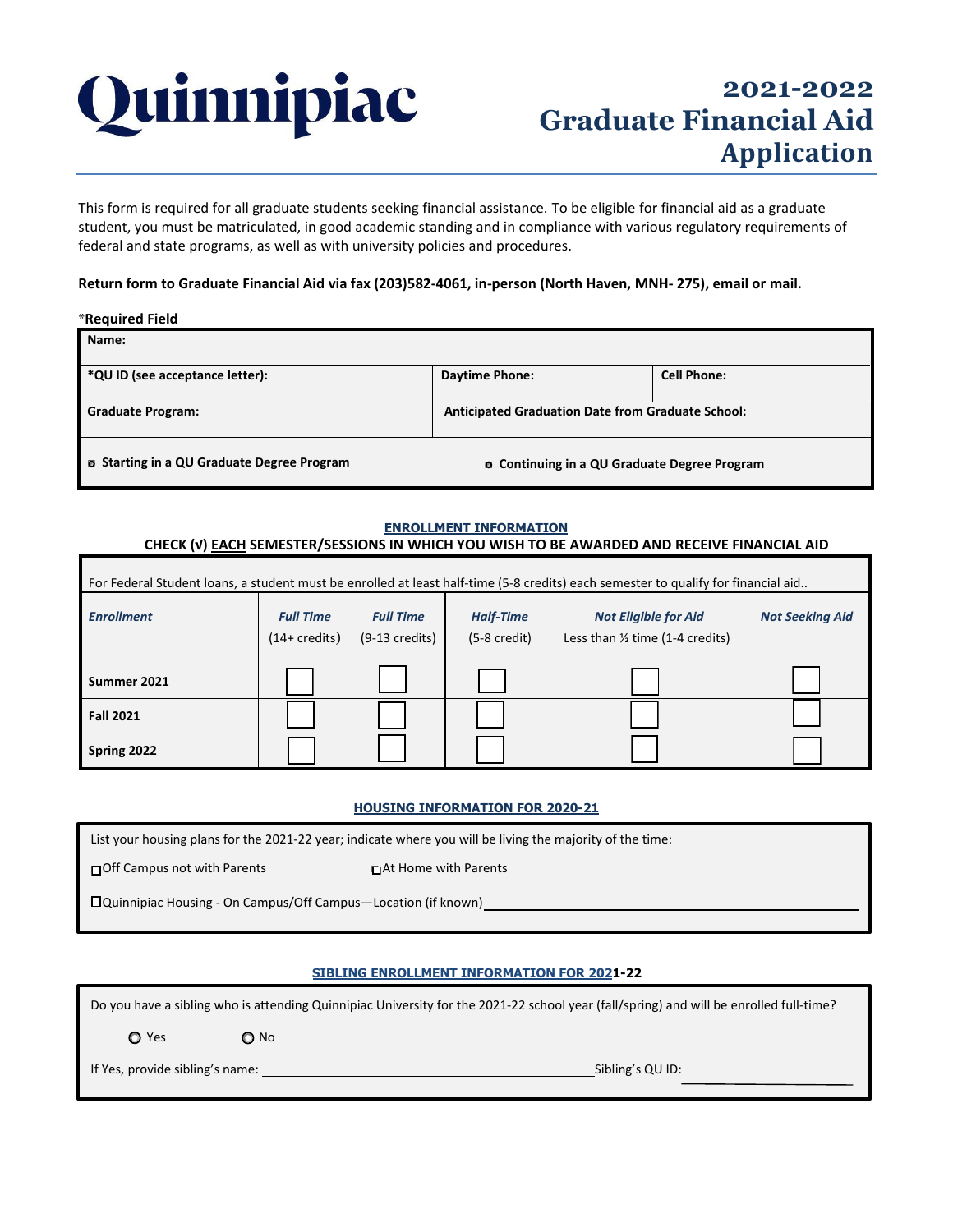# Quinnipiac

# 2021-2022 Graduate Financial Aid Application

This form is required for all graduate students seeking financial assistance. To be eligible for financial aid as a graduate student, you must be matriculated, in good academic standing and in compliance with various regulatory requirements of federal and state programs, as well as with university policies and procedures.

**Return form to Graduate Financial Aid via fax (203)582-4061, in-person (North Haven, MNH- 275), email or mail.**

*__Required Field__

| **Name:** | | |
|---|---|---|
| ***QU ID (see acceptance letter):** | **Daytime Phone:** | **Cell Phone:** |
| **Graduate Program:** | **Anticipated Graduation Date from Graduate School:** | |
| ☐ **Starting in a QU Graduate Degree Program** | ☐ **Continuing in a QU Graduate Degree Program** | |

## ENROLLMENT INFORMATION

**CHECK (√) EACH SEMESTER/SESSIONS IN WHICH YOU WISH TO BE AWARDED AND RECEIVE FINANCIAL AID**

For Federal Student loans, a student must be enrolled at least half-time (5-8 credits) each semester to qualify for financial aid..

| *Enrollment* | *Full Time* (14+ credits) | *Full Time* (9-13 credits) | *Half-Time* (5-8 credit) | *Not Eligible for Aid* Less than ½ time (1-4 credits) | *Not Seeking Aid* |
|---|---|---|---|---|---|
| **Summer 2021** | ☐ | ☐ | ☐ | ☐ | ☐ |
| **Fall 2021** | ☐ | ☐ | ☐ | ☐ | ☐ |
| **Spring 2022** | ☐ | ☐ | ☐ | ☐ | ☐ |

## HOUSING INFORMATION FOR 2020-21

List your housing plans for the 2021-22 year; indicate where you will be living the majority of the time:

☐ Off Campus not with Parents ☐ At Home with Parents

☐ Quinnipiac Housing - On Campus/Off Campus—Location (if known) ____________________

## SIBLING ENROLLMENT INFORMATION FOR 2021-22

Do you have a sibling who is attending Quinnipiac University for the 2021-22 school year (fall/spring) and will be enrolled full-time?

○ Yes ○ No

If Yes, provide sibling's name: ____________________ Sibling's QU ID: ____________________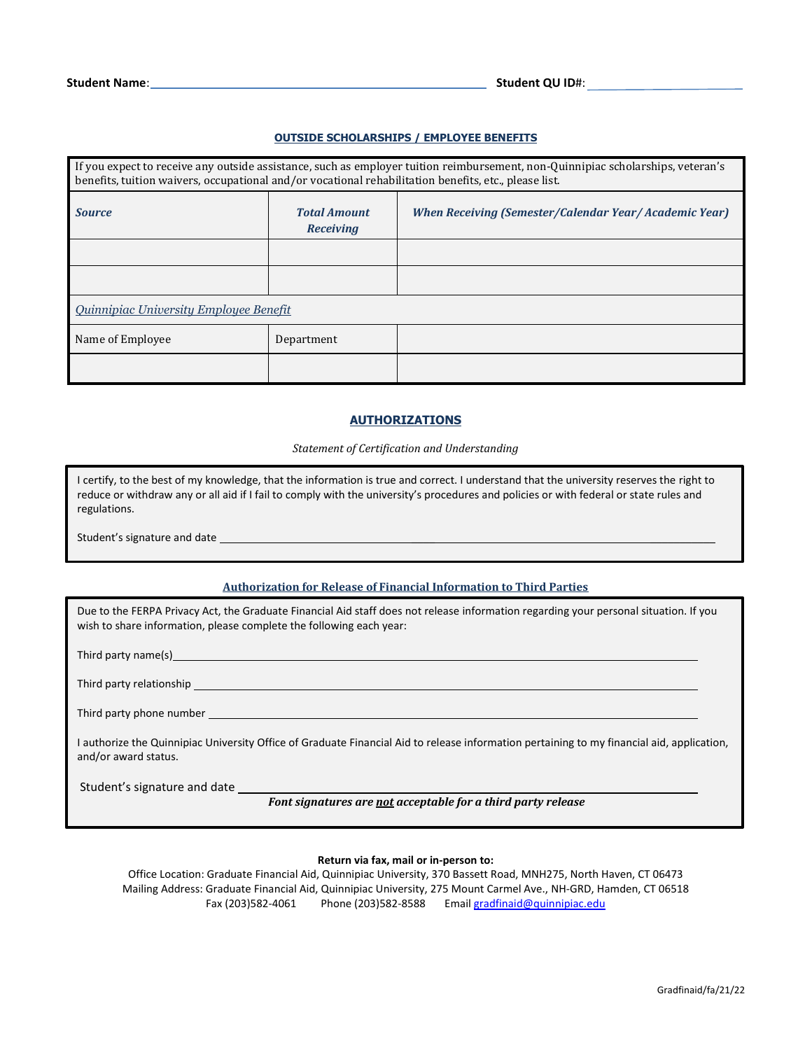**Student Name**: ______________________________ **Student QU ID#**: ________________

## OUTSIDE SCHOLARSHIPS / EMPLOYEE BENEFITS

If you expect to receive any outside assistance, such as employer tuition reimbursement, non-Quinnipiac scholarships, veteran's benefits, tuition waivers, occupational and/or vocational rehabilitation benefits, etc., please list.

| ***Source*** | ***Total Amount Receiving*** | ***When Receiving (Semester/Calendar Year/ Academic Year)*** |
|---|---|---|
| | | |
| | | |
| *Quinnipiac University Employee Benefit* | | |
| Name of Employee | Department | |
| | | |

## AUTHORIZATIONS

*Statement of Certification and Understanding*

I certify, to the best of my knowledge, that the information is true and correct. I understand that the university reserves the right to reduce or withdraw any or all aid if I fail to comply with the university's procedures and policies or with federal or state rules and regulations.

Student's signature and date ______________________________

### Authorization for Release of Financial Information to Third Parties

Due to the FERPA Privacy Act, the Graduate Financial Aid staff does not release information regarding your personal situation. If you wish to share information, please complete the following each year:

Third party name(s) ______________________________

Third party relationship ______________________________

Third party phone number ______________________________

I authorize the Quinnipiac University Office of Graduate Financial Aid to release information pertaining to my financial aid, application, and/or award status.

Student's signature and date ______________________________

***Font signatures are <u>not</u> acceptable for a third party release***

**Return via fax, mail or in-person to:**

Office Location: Graduate Financial Aid, Quinnipiac University, 370 Bassett Road, MNH275, North Haven, CT 06473
Mailing Address: Graduate Financial Aid, Quinnipiac University, 275 Mount Carmel Ave., NH-GRD, Hamden, CT 06518
Fax (203)582-4061 Phone (203)582-8588 Email gradfinaid@quinnipiac.edu

Gradfinaid/fa/21/22